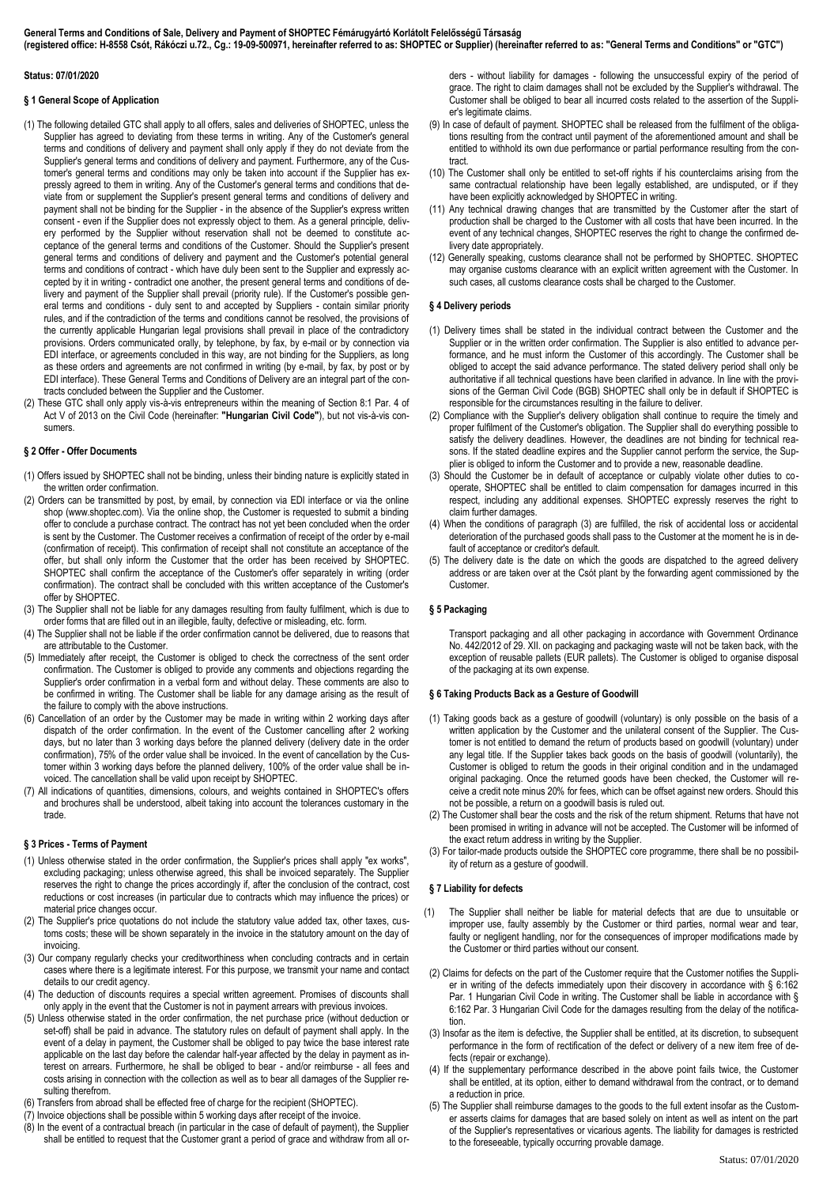**General Terms and Conditions of Sale, Delivery and Payment of SHOPTEC Fémárugyártó Korlátolt Felelősségű Társaság**
**(registered office: H-8558 Csót, Rákóczi u.72., Cg.: 19-09-500971, hereinafter referred to as: SHOPTEC or Supplier) (hereinafter referred to as: "General Terms and Conditions" or "GTC")**

**Status: 07/01/2020**

## § 1 General Scope of Application

(1) The following detailed GTC shall apply to all offers, sales and deliveries of SHOPTEC, unless the Supplier has agreed to deviating from these terms in writing. Any of the Customer's general terms and conditions of delivery and payment shall only apply if they do not deviate from the Supplier's general terms and conditions of delivery and payment. Furthermore, any of the Customer's general terms and conditions may only be taken into account if the Supplier has expressly agreed to them in writing. Any of the Customer's general terms and conditions that deviate from or supplement the Supplier's present general terms and conditions of delivery and payment shall not be binding for the Supplier - in the absence of the Supplier's express written consent - even if the Supplier does not expressly object to them. As a general principle, delivery performed by the Supplier without reservation shall not be deemed to constitute acceptance of the general terms and conditions of the Customer. Should the Supplier's present general terms and conditions of delivery and payment and the Customer's potential general terms and conditions of contract - which have duly been sent to the Supplier and expressly accepted by it in writing - contradict one another, the present general terms and conditions of delivery and payment of the Supplier shall prevail (priority rule). If the Customer's possible general terms and conditions - duly sent to and accepted by Suppliers - contain similar priority rules, and if the contradiction of the terms and conditions cannot be resolved, the provisions of the currently applicable Hungarian legal provisions shall prevail in place of the contradictory provisions. Orders communicated orally, by telephone, by fax, by e-mail or by connection via EDI interface, or agreements concluded in this way, are not binding for the Suppliers, as long as these orders and agreements are not confirmed in writing (by e-mail, by fax, by post or by EDI interface). These General Terms and Conditions of Delivery are an integral part of the contracts concluded between the Supplier and the Customer.

(2) These GTC shall only apply vis-à-vis entrepreneurs within the meaning of Section 8:1 Par. 4 of Act V of 2013 on the Civil Code (hereinafter: **"Hungarian Civil Code"**), but not vis-à-vis consumers.

## § 2 Offer - Offer Documents

(1) Offers issued by SHOPTEC shall not be binding, unless their binding nature is explicitly stated in the written order confirmation.

(2) Orders can be transmitted by post, by email, by connection via EDI interface or via the online shop (www.shoptec.com). Via the online shop, the Customer is requested to submit a binding offer to conclude a purchase contract. The contract has not yet been concluded when the order is sent by the Customer. The Customer receives a confirmation of receipt of the order by e-mail (confirmation of receipt). This confirmation of receipt shall not constitute an acceptance of the offer, but shall only inform the Customer that the order has been received by SHOPTEC. SHOPTEC shall confirm the acceptance of the Customer's offer separately in writing (order confirmation). The contract shall be concluded with this written acceptance of the Customer's offer by SHOPTEC.

(3) The Supplier shall not be liable for any damages resulting from faulty fulfilment, which is due to order forms that are filled out in an illegible, faulty, defective or misleading, etc. form.

(4) The Supplier shall not be liable if the order confirmation cannot be delivered, due to reasons that are attributable to the Customer.

(5) Immediately after receipt, the Customer is obliged to check the correctness of the sent order confirmation. The Customer is obliged to provide any comments and objections regarding the Supplier's order confirmation in a verbal form and without delay. These comments are also to be confirmed in writing. The Customer shall be liable for any damage arising as the result of the failure to comply with the above instructions.

(6) Cancellation of an order by the Customer may be made in writing within 2 working days after dispatch of the order confirmation. In the event of the Customer cancelling after 2 working days, but no later than 3 working days before the planned delivery (delivery date in the order confirmation), 75% of the order value shall be invoiced. In the event of cancellation by the Customer within 3 working days before the planned delivery, 100% of the order value shall be invoiced. The cancellation shall be valid upon receipt by SHOPTEC.

(7) All indications of quantities, dimensions, colours, and weights contained in SHOPTEC's offers and brochures shall be understood, albeit taking into account the tolerances customary in the trade.

## § 3 Prices - Terms of Payment

(1) Unless otherwise stated in the order confirmation, the Supplier's prices shall apply "ex works", excluding packaging; unless otherwise agreed, this shall be invoiced separately. The Supplier reserves the right to change the prices accordingly if, after the conclusion of the contract, cost reductions or cost increases (in particular due to contracts which may influence the prices) or material price changes occur.

(2) The Supplier's price quotations do not include the statutory value added tax, other taxes, customs costs; these will be shown separately in the invoice in the statutory amount on the day of invoicing.

(3) Our company regularly checks your creditworthiness when concluding contracts and in certain cases where there is a legitimate interest. For this purpose, we transmit your name and contact details to our credit agency.

(4) The deduction of discounts requires a special written agreement. Promises of discounts shall only apply in the event that the Customer is not in payment arrears with previous invoices.

(5) Unless otherwise stated in the order confirmation, the net purchase price (without deduction or set-off) shall be paid in advance. The statutory rules on default of payment shall apply. In the event of a delay in payment, the Customer shall be obliged to pay twice the base interest rate applicable on the last day before the calendar half-year affected by the delay in payment as interest on arrears. Furthermore, he shall be obliged to bear - and/or reimburse - all fees and costs arising in connection with the collection as well as to bear all damages of the Supplier resulting therefrom.

(6) Transfers from abroad shall be effected free of charge for the recipient (SHOPTEC).

(7) Invoice objections shall be possible within 5 working days after receipt of the invoice.

(8) In the event of a contractual breach (in particular in the case of default of payment), the Supplier shall be entitled to request that the Customer grant a period of grace and withdraw from all orders - without liability for damages - following the unsuccessful expiry of the period of grace. The right to claim damages shall not be excluded by the Supplier's withdrawal. The Customer shall be obliged to bear all incurred costs related to the assertion of the Supplier's legitimate claims.

(9) In case of default of payment. SHOPTEC shall be released from the fulfilment of the obligations resulting from the contract until payment of the aforementioned amount and shall be entitled to withhold its own due performance or partial performance resulting from the contract.

(10) The Customer shall only be entitled to set-off rights if his counterclaims arising from the same contractual relationship have been legally established, are undisputed, or if they have been explicitly acknowledged by SHOPTEC in writing.

(11) Any technical drawing changes that are transmitted by the Customer after the start of production shall be charged to the Customer with all costs that have been incurred. In the event of any technical changes, SHOPTEC reserves the right to change the confirmed delivery date appropriately.

(12) Generally speaking, customs clearance shall not be performed by SHOPTEC. SHOPTEC may organise customs clearance with an explicit written agreement with the Customer. In such cases, all customs clearance costs shall be charged to the Customer.

## § 4 Delivery periods

(1) Delivery times shall be stated in the individual contract between the Customer and the Supplier or in the written order confirmation. The Supplier is also entitled to advance performance, and he must inform the Customer of this accordingly. The Customer shall be obliged to accept the said advance performance. The stated delivery period shall only be authoritative if all technical questions have been clarified in advance. In line with the provisions of the German Civil Code (BGB) SHOPTEC shall only be in default if SHOPTEC is responsible for the circumstances resulting in the failure to deliver.

(2) Compliance with the Supplier's delivery obligation shall continue to require the timely and proper fulfilment of the Customer's obligation. The Supplier shall do everything possible to satisfy the delivery deadlines. However, the deadlines are not binding for technical reasons. If the stated deadline expires and the Supplier cannot perform the service, the Supplier is obliged to inform the Customer and to provide a new, reasonable deadline.

(3) Should the Customer be in default of acceptance or culpably violate other duties to cooperate, SHOPTEC shall be entitled to claim compensation for damages incurred in this respect, including any additional expenses. SHOPTEC expressly reserves the right to claim further damages.

(4) When the conditions of paragraph (3) are fulfilled, the risk of accidental loss or accidental deterioration of the purchased goods shall pass to the Customer at the moment he is in default of acceptance or creditor's default.

(5) The delivery date is the date on which the goods are dispatched to the agreed delivery address or are taken over at the Csót plant by the forwarding agent commissioned by the Customer.

## § 5 Packaging

Transport packaging and all other packaging in accordance with Government Ordinance No. 442/2012 of 29. XII. on packaging and packaging waste will not be taken back, with the exception of reusable pallets (EUR pallets). The Customer is obliged to organise disposal of the packaging at its own expense.

## § 6 Taking Products Back as a Gesture of Goodwill

(1) Taking goods back as a gesture of goodwill (voluntary) is only possible on the basis of a written application by the Customer and the unilateral consent of the Supplier. The Customer is not entitled to demand the return of products based on goodwill (voluntary) under any legal title. If the Supplier takes back goods on the basis of goodwill (voluntarily), the Customer is obliged to return the goods in their original condition and in the undamaged original packaging. Once the returned goods have been checked, the Customer will receive a credit note minus 20% for fees, which can be offset against new orders. Should this not be possible, a return on a goodwill basis is ruled out.

(2) The Customer shall bear the costs and the risk of the return shipment. Returns that have not been promised in writing in advance will not be accepted. The Customer will be informed of the exact return address in writing by the Supplier.

(3) For tailor-made products outside the SHOPTEC core programme, there shall be no possibility of return as a gesture of goodwill.

## § 7 Liability for defects

(1) The Supplier shall neither be liable for material defects that are due to unsuitable or improper use, faulty assembly by the Customer or third parties, normal wear and tear, faulty or negligent handling, nor for the consequences of improper modifications made by the Customer or third parties without our consent.

(2) Claims for defects on the part of the Customer require that the Customer notifies the Supplier in writing of the defects immediately upon their discovery in accordance with § 6:162 Par. 1 Hungarian Civil Code in writing. The Customer shall be liable in accordance with § 6:162 Par. 3 Hungarian Civil Code for the damages resulting from the delay of the notification.

(3) Insofar as the item is defective, the Supplier shall be entitled, at its discretion, to subsequent performance in the form of rectification of the defect or delivery of a new item free of defects (repair or exchange).

(4) If the supplementary performance described in the above point fails twice, the Customer shall be entitled, at its option, either to demand withdrawal from the contract, or to demand a reduction in price.

(5) The Supplier shall reimburse damages to the goods to the full extent insofar as the Customer asserts claims for damages that are based solely on intent as well as intent on the part of the Supplier's representatives or vicarious agents. The liability for damages is restricted to the foreseeable, typically occurring provable damage.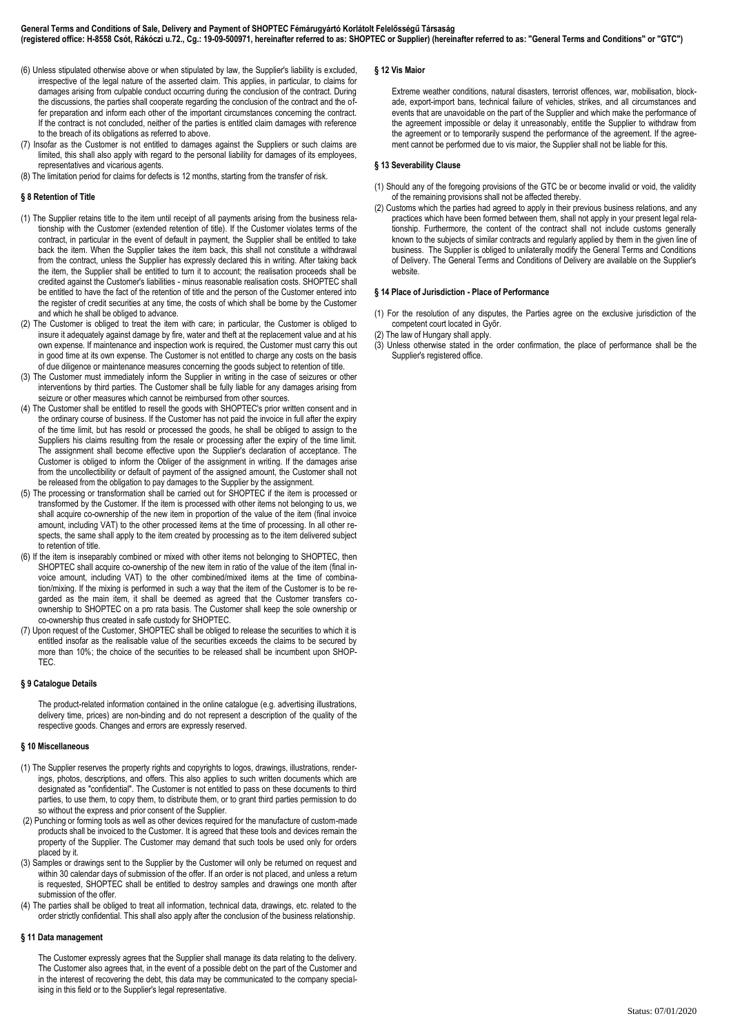(6) Unless stipulated otherwise above or when stipulated by law, the Supplier's liability is excluded, irrespective of the legal nature of the asserted claim. This applies, in particular, to claims for damages arising from culpable conduct occurring during the conclusion of the contract. During the discussions, the parties shall cooperate regarding the conclusion of the contract and the offer preparation and inform each other of the important circumstances concerning the contract. If the contract is not concluded, neither of the parties is entitled claim damages with reference to the breach of its obligations as referred to above.

(7) Insofar as the Customer is not entitled to damages against the Suppliers or such claims are limited, this shall also apply with regard to the personal liability for damages of its employees, representatives and vicarious agents.

(8) The limitation period for claims for defects is 12 months, starting from the transfer of risk.

## § 8 Retention of Title

(1) The Supplier retains title to the item until receipt of all payments arising from the business relationship with the Customer (extended retention of title). If the Customer violates terms of the contract, in particular in the event of default in payment, the Supplier shall be entitled to take back the item. When the Supplier takes the item back, this shall not constitute a withdrawal from the contract, unless the Supplier has expressly declared this in writing. After taking back the item, the Supplier shall be entitled to turn it to account; the realisation proceeds shall be credited against the Customer's liabilities - minus reasonable realisation costs. SHOPTEC shall be entitled to have the fact of the retention of title and the person of the Customer entered into the register of credit securities at any time, the costs of which shall be borne by the Customer and which he shall be obliged to advance.

(2) The Customer is obliged to treat the item with care; in particular, the Customer is obliged to insure it adequately against damage by fire, water and theft at the replacement value and at his own expense. If maintenance and inspection work is required, the Customer must carry this out in good time at its own expense. The Customer is not entitled to charge any costs on the basis of due diligence or maintenance measures concerning the goods subject to retention of title.

(3) The Customer must immediately inform the Supplier in writing in the case of seizures or other interventions by third parties. The Customer shall be fully liable for any damages arising from seizure or other measures which cannot be reimbursed from other sources.

(4) The Customer shall be entitled to resell the goods with SHOPTEC's prior written consent and in the ordinary course of business. If the Customer has not paid the invoice in full after the expiry of the time limit, but has resold or processed the goods, he shall be obliged to assign to the Suppliers his claims resulting from the resale or processing after the expiry of the time limit. The assignment shall become effective upon the Supplier's declaration of acceptance. The Customer is obliged to inform the Obliger of the assignment in writing. If the damages arise from the uncollectibility or default of payment of the assigned amount, the Customer shall not be released from the obligation to pay damages to the Supplier by the assignment.

(5) The processing or transformation shall be carried out for SHOPTEC if the item is processed or transformed by the Customer. If the item is processed with other items not belonging to us, we shall acquire co-ownership of the new item in proportion of the value of the item (final invoice amount, including VAT) to the other processed items at the time of processing. In all other respects, the same shall apply to the item created by processing as to the item delivered subject to retention of title.

(6) If the item is inseparably combined or mixed with other items not belonging to SHOPTEC, then SHOPTEC shall acquire co-ownership of the new item in ratio of the value of the item (final invoice amount, including VAT) to the other combined/mixed items at the time of combination/mixing. If the mixing is performed in such a way that the item of the Customer is to be regarded as the main item, it shall be deemed as agreed that the Customer transfers co-ownership to SHOPTEC on a pro rata basis. The Customer shall keep the sole ownership or co-ownership thus created in safe custody for SHOPTEC.

(7) Upon request of the Customer, SHOPTEC shall be obliged to release the securities to which it is entitled insofar as the realisable value of the securities exceeds the claims to be secured by more than 10%; the choice of the securities to be released shall be incumbent upon SHOPTEC.

## § 9 Catalogue Details

The product-related information contained in the online catalogue (e.g. advertising illustrations, delivery time, prices) are non-binding and do not represent a description of the quality of the respective goods. Changes and errors are expressly reserved.

## § 10 Miscellaneous

(1) The Supplier reserves the property rights and copyrights to logos, drawings, illustrations, renderings, photos, descriptions, and offers. This also applies to such written documents which are designated as "confidential". The Customer is not entitled to pass on these documents to third parties, to use them, to copy them, to distribute them, or to grant third parties permission to do so without the express and prior consent of the Supplier.

(2) Punching or forming tools as well as other devices required for the manufacture of custom-made products shall be invoiced to the Customer. It is agreed that these tools and devices remain the property of the Supplier. The Customer may demand that such tools be used only for orders placed by it.

(3) Samples or drawings sent to the Supplier by the Customer will only be returned on request and within 30 calendar days of submission of the offer. If an order is not placed, and unless a return is requested, SHOPTEC shall be entitled to destroy samples and drawings one month after submission of the offer.

(4) The parties shall be obliged to treat all information, technical data, drawings, etc. related to the order strictly confidential. This shall also apply after the conclusion of the business relationship.

## § 11 Data management

The Customer expressly agrees that the Supplier shall manage its data relating to the delivery. The Customer also agrees that, in the event of a possible debt on the part of the Customer and in the interest of recovering the debt, this data may be communicated to the company specialising in this field or to the Supplier's legal representative.

## § 12 Vis Maior

Extreme weather conditions, natural disasters, terrorist offences, war, mobilisation, blockade, export-import bans, technical failure of vehicles, strikes, and all circumstances and events that are unavoidable on the part of the Supplier and which make the performance of the agreement impossible or delay it unreasonably, entitle the Supplier to withdraw from the agreement or to temporarily suspend the performance of the agreement. If the agreement cannot be performed due to vis maior, the Supplier shall not be liable for this.

## § 13 Severability Clause

(1) Should any of the foregoing provisions of the GTC be or become invalid or void, the validity of the remaining provisions shall not be affected thereby.

(2) Customs which the parties had agreed to apply in their previous business relations, and any practices which have been formed between them, shall not apply in your present legal relationship. Furthermore, the content of the contract shall not include customs generally known to the subjects of similar contracts and regularly applied by them in the given line of business. The Supplier is obliged to unilaterally modify the General Terms and Conditions of Delivery. The General Terms and Conditions of Delivery are available on the Supplier's website.

## § 14 Place of Jurisdiction - Place of Performance

(1) For the resolution of any disputes, the Parties agree on the exclusive jurisdiction of the competent court located in Győr.

(2) The law of Hungary shall apply.

(3) Unless otherwise stated in the order confirmation, the place of performance shall be the Supplier's registered office.

Status: 07/01/2020